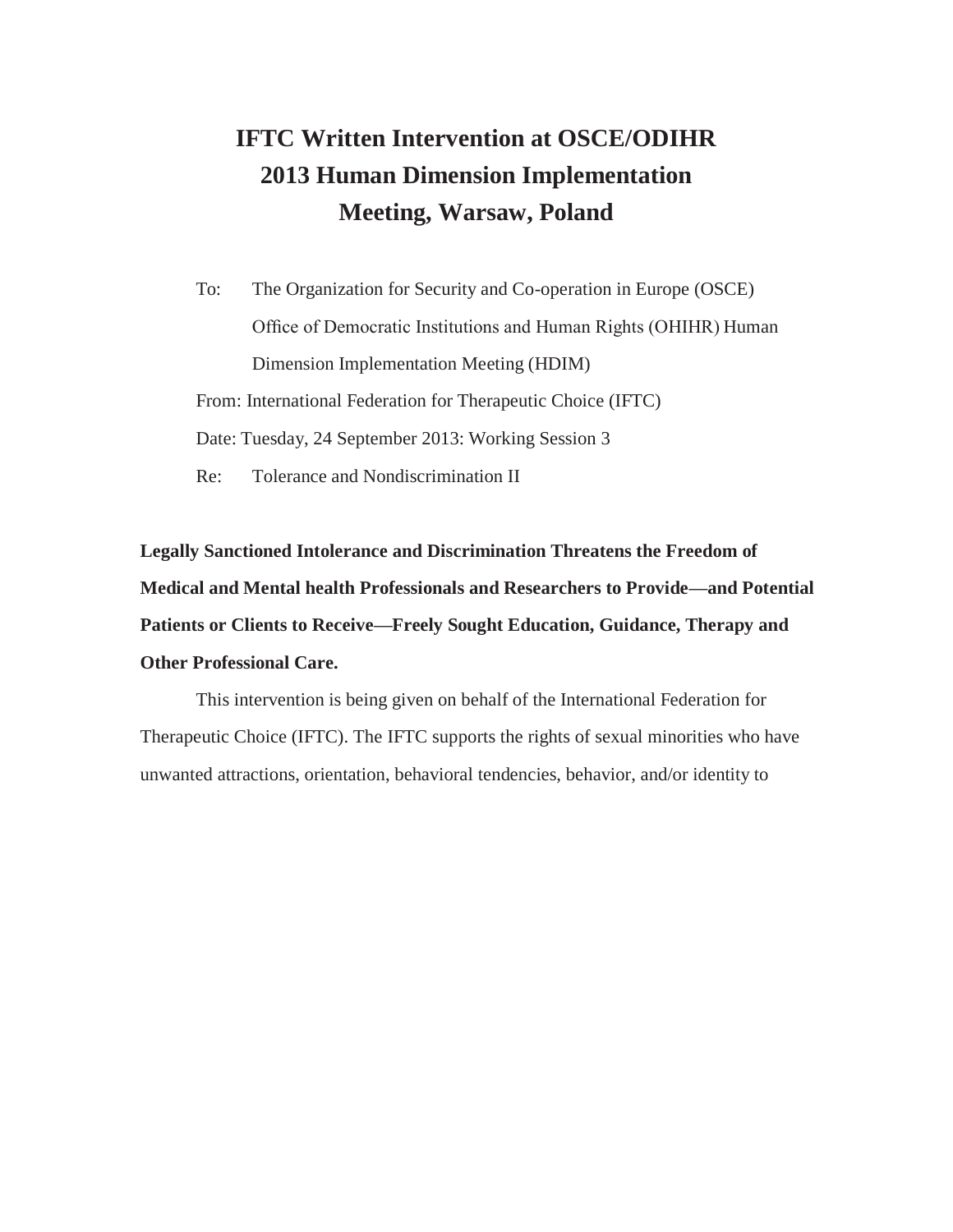# IFTC Written Intervention at OSCE/ODIHR 2013 Human Dimension Implementation Meeting, Warsaw, Poland

To: The Organization for Security and Co-operation in Europe (OSCE) Office of Democratic Institutions and Human Rights (OHIHR) Human Dimension Implementation Meeting (HDIM)

From: International Federation for Therapeutic Choice (IFTC)

Date: Tuesday, 24 September 2013: Working Session 3

Re: Tolerance and Nondiscrimination II

**Legally Sanctioned Intolerance and Discrimination Threatens the Freedom of Medical and Mental health Professionals and Researchers to Provide—and Potential Patients or Clients to Receive—Freely Sought Education, Guidance, Therapy and Other Professional Care.**

This intervention is being given on behalf of the International Federation for Therapeutic Choice (IFTC). The IFTC supports the rights of sexual minorities who have unwanted attractions, orientation, behavioral tendencies, behavior, and/or identity to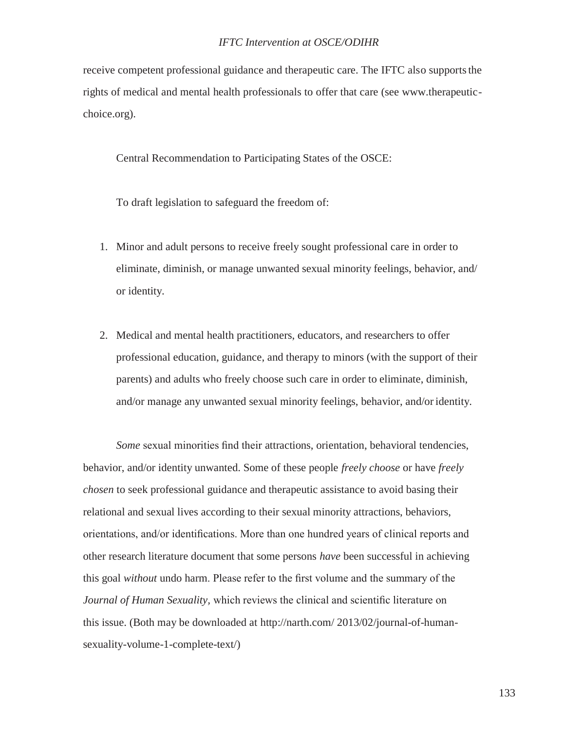receive competent professional guidance and therapeutic care. The IFTC also supports the rights of medical and mental health professionals to offer that care (see www.therapeutic-choice.org).

Central Recommendation to Participating States of the OSCE:

To draft legislation to safeguard the freedom of:

1. Minor and adult persons to receive freely sought professional care in order to eliminate, diminish, or manage unwanted sexual minority feelings, behavior, and/or identity.

2. Medical and mental health practitioners, educators, and researchers to offer professional education, guidance, and therapy to minors (with the support of their parents) and adults who freely choose such care in order to eliminate, diminish, and/or manage any unwanted sexual minority feelings, behavior, and/or identity.

*Some* sexual minorities find their attractions, orientation, behavioral tendencies, behavior, and/or identity unwanted. Some of these people *freely choose* or have *freely chosen* to seek professional guidance and therapeutic assistance to avoid basing their relational and sexual lives according to their sexual minority attractions, behaviors, orientations, and/or identifications. More than one hundred years of clinical reports and other research literature document that some persons *have* been successful in achieving this goal *without* undo harm. Please refer to the first volume and the summary of the *Journal of Human Sexuality*, which reviews the clinical and scientific literature on this issue. (Both may be downloaded at http://narth.com/ 2013/02/journal-of-human-sexuality-volume-1-complete-text/)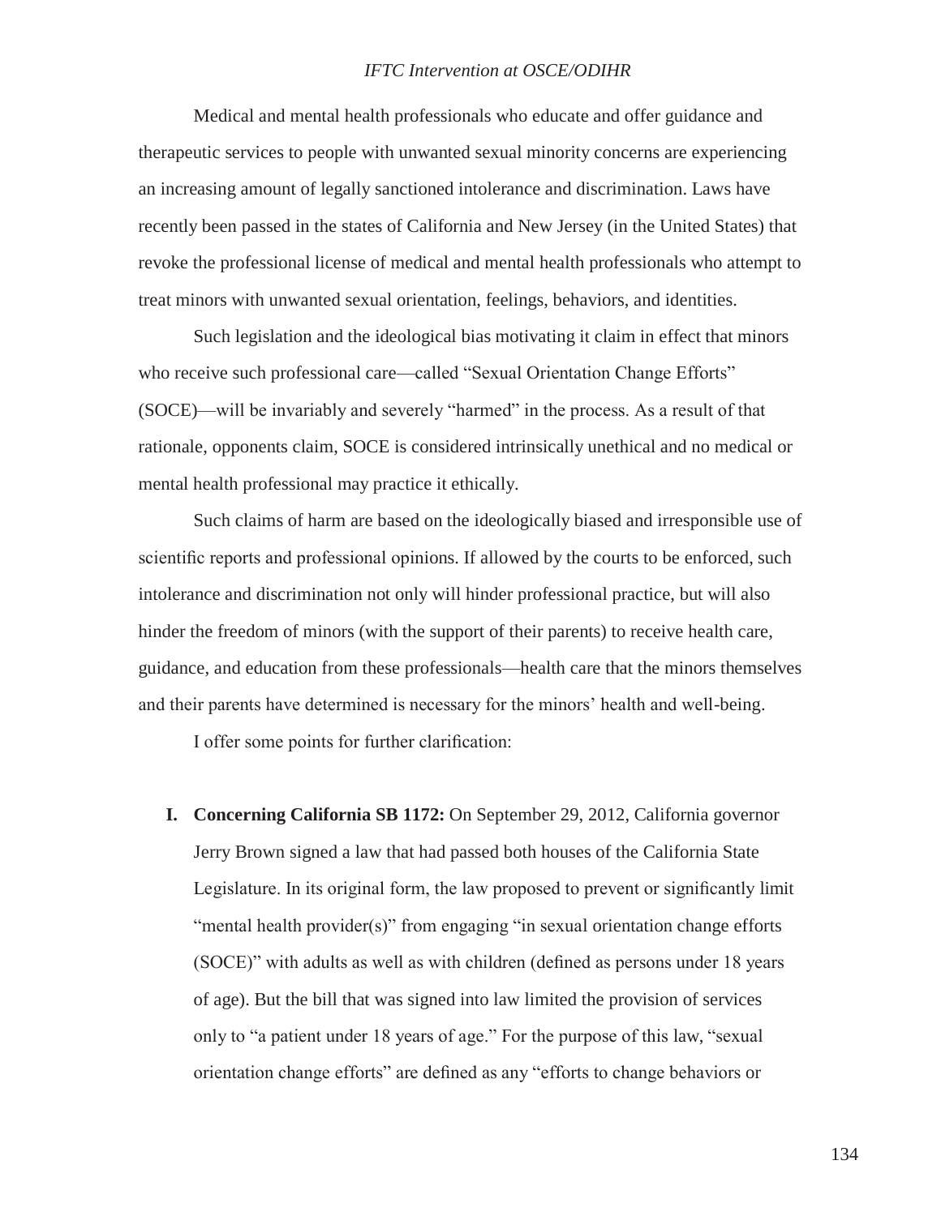Medical and mental health professionals who educate and offer guidance and therapeutic services to people with unwanted sexual minority concerns are experiencing an increasing amount of legally sanctioned intolerance and discrimination. Laws have recently been passed in the states of California and New Jersey (in the United States) that revoke the professional license of medical and mental health professionals who attempt to treat minors with unwanted sexual orientation, feelings, behaviors, and identities.

Such legislation and the ideological bias motivating it claim in effect that minors who receive such professional care—called "Sexual Orientation Change Efforts" (SOCE)—will be invariably and severely "harmed" in the process. As a result of that rationale, opponents claim, SOCE is considered intrinsically unethical and no medical or mental health professional may practice it ethically.

Such claims of harm are based on the ideologically biased and irresponsible use of scientific reports and professional opinions. If allowed by the courts to be enforced, such intolerance and discrimination not only will hinder professional practice, but will also hinder the freedom of minors (with the support of their parents) to receive health care, guidance, and education from these professionals—health care that the minors themselves and their parents have determined is necessary for the minors' health and well-being.

I offer some points for further clarification:

I. **Concerning California SB 1172:** On September 29, 2012, California governor Jerry Brown signed a law that had passed both houses of the California State Legislature. In its original form, the law proposed to prevent or significantly limit "mental health provider(s)" from engaging "in sexual orientation change efforts (SOCE)" with adults as well as with children (defined as persons under 18 years of age). But the bill that was signed into law limited the provision of services only to "a patient under 18 years of age." For the purpose of this law, "sexual orientation change efforts" are defined as any "efforts to change behaviors or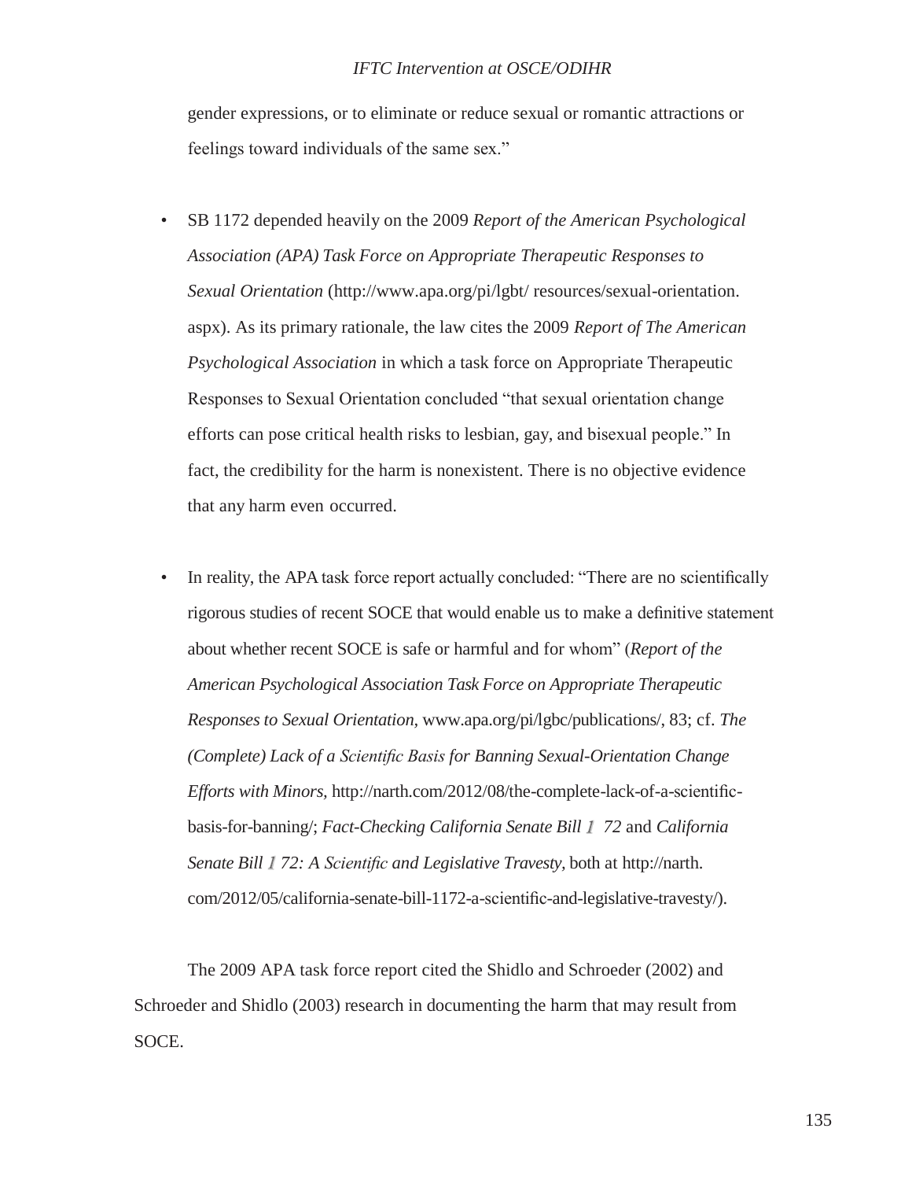gender expressions, or to eliminate or reduce sexual or romantic attractions or feelings toward individuals of the same sex."

- SB 1172 depended heavily on the 2009 *Report of the American Psychological Association (APA) Task Force on Appropriate Therapeutic Responses to Sexual Orientation* (http://www.apa.org/pi/lgbt/ resources/sexual-orientation. aspx). As its primary rationale, the law cites the 2009 *Report of The American Psychological Association* in which a task force on Appropriate Therapeutic Responses to Sexual Orientation concluded "that sexual orientation change efforts can pose critical health risks to lesbian, gay, and bisexual people." In fact, the credibility for the harm is nonexistent. There is no objective evidence that any harm even occurred.

- In reality, the APA task force report actually concluded: "There are no scientifically rigorous studies of recent SOCE that would enable us to make a definitive statement about whether recent SOCE is safe or harmful and for whom" (*Report of the American Psychological Association Task Force on Appropriate Therapeutic Responses to Sexual Orientation*, www.apa.org/pi/lgbc/publications/, 83; cf. *The (Complete) Lack of a Scientific Basis for Banning Sexual-Orientation Change Efforts with Minors,* http://narth.com/2012/08/the-complete-lack-of-a-scientific-basis-for-banning/; *Fact-Checking California Senate Bill 1 72* and *California Senate Bill 1 72: A Scientific and Legislative Travesty*, both at http://narth. com/2012/05/california-senate-bill-1172-a-scientific-and-legislative-travesty/).

The 2009 APA task force report cited the Shidlo and Schroeder (2002) and Schroeder and Shidlo (2003) research in documenting the harm that may result from SOCE.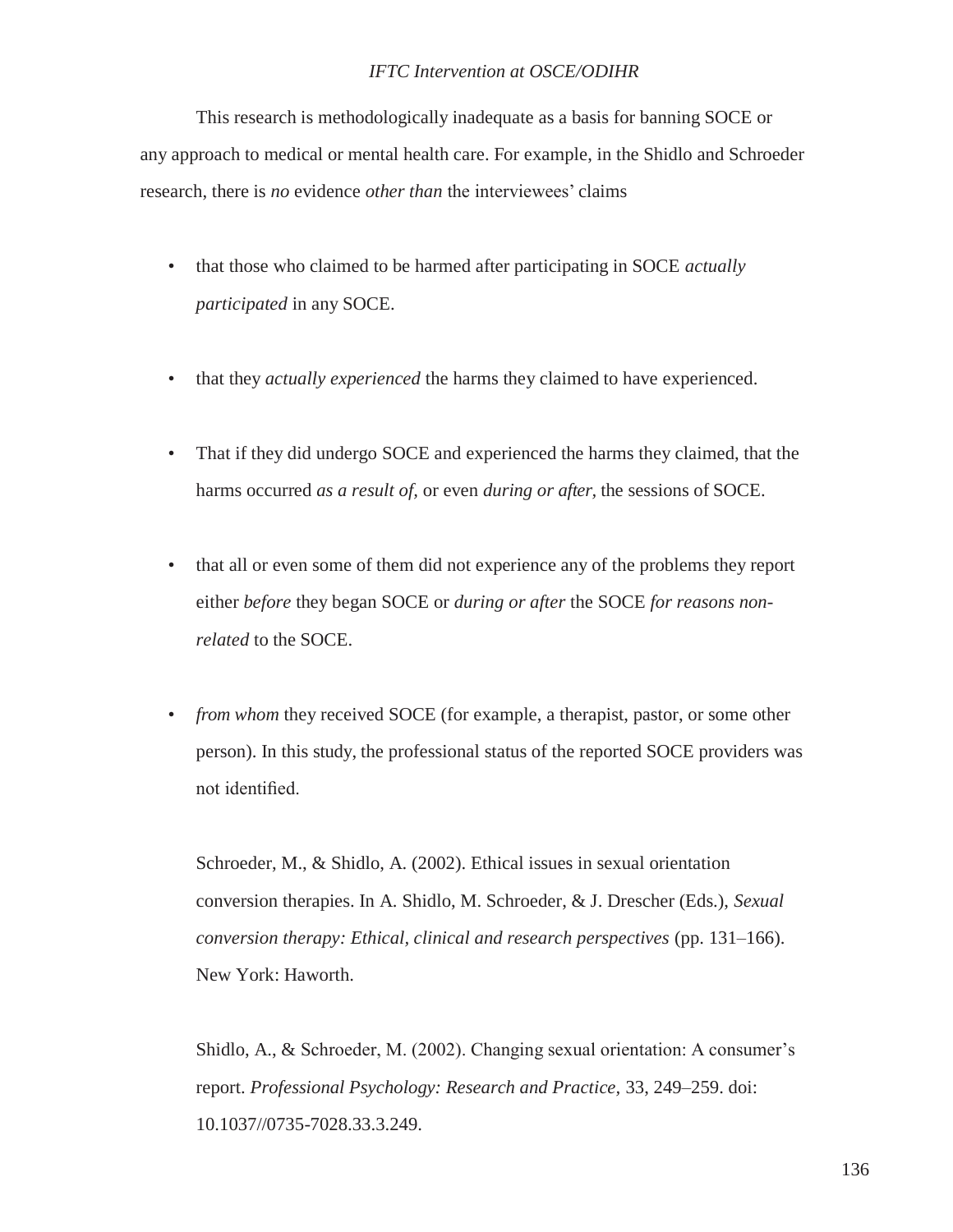This research is methodologically inadequate as a basis for banning SOCE or any approach to medical or mental health care. For example, in the Shidlo and Schroeder research, there is *no* evidence *other than* the interviewees' claims

- that those who claimed to be harmed after participating in SOCE *actually participated* in any SOCE.
- that they *actually experienced* the harms they claimed to have experienced.
- That if they did undergo SOCE and experienced the harms they claimed, that the harms occurred *as a result of,* or even *during or after,* the sessions of SOCE.
- that all or even some of them did not experience any of the problems they report either *before* they began SOCE or *during or after* the SOCE *for reasons non-related* to the SOCE.
- *from whom* they received SOCE (for example, a therapist, pastor, or some other person). In this study, the professional status of the reported SOCE providers was not identified.

Schroeder, M., & Shidlo, A. (2002). Ethical issues in sexual orientation conversion therapies. In A. Shidlo, M. Schroeder, & J. Drescher (Eds.), *Sexual conversion therapy: Ethical, clinical and research perspectives* (pp. 131–166). New York: Haworth.

Shidlo, A., & Schroeder, M. (2002). Changing sexual orientation: A consumer's report. *Professional Psychology: Research and Practice,* 33, 249–259. doi: 10.1037//0735-7028.33.3.249.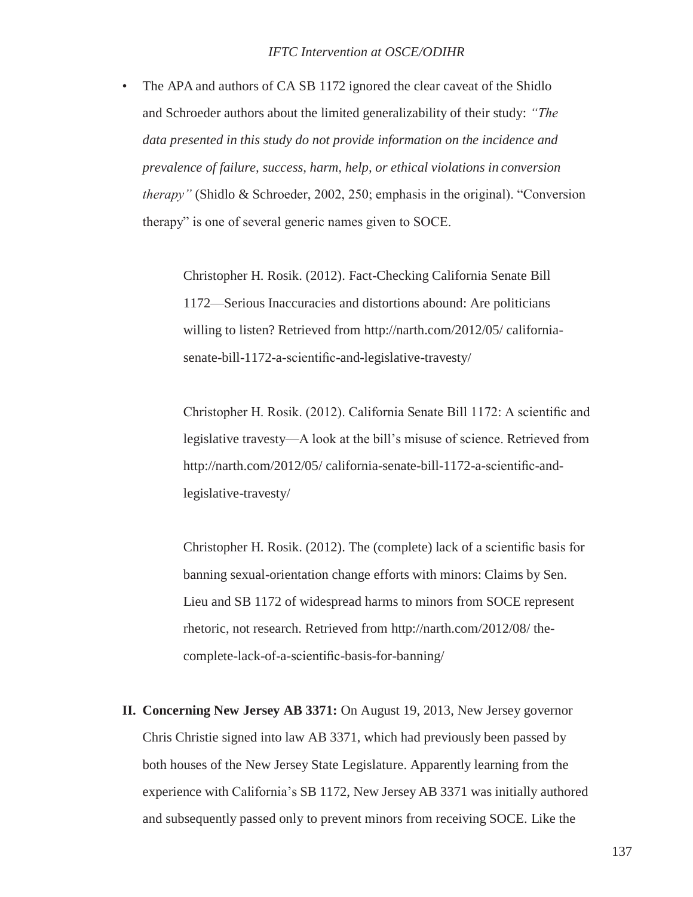- The APA and authors of CA SB 1172 ignored the clear caveat of the Shidlo and Schroeder authors about the limited generalizability of their study: *"The data presented in this study do not provide information on the incidence and prevalence of failure, success, harm, help, or ethical violations in conversion therapy"* (Shidlo & Schroeder, 2002, 250; emphasis in the original). "Conversion therapy" is one of several generic names given to SOCE.

  Christopher H. Rosik. (2012). Fact-Checking California Senate Bill 1172—Serious Inaccuracies and distortions abound: Are politicians willing to listen? Retrieved from http://narth.com/2012/05/ california-senate-bill-1172-a-scientific-and-legislative-travesty/

  Christopher H. Rosik. (2012). California Senate Bill 1172: A scientific and legislative travesty—A look at the bill's misuse of science. Retrieved from http://narth.com/2012/05/ california-senate-bill-1172-a-scientific-and-legislative-travesty/

  Christopher H. Rosik. (2012). The (complete) lack of a scientific basis for banning sexual-orientation change efforts with minors: Claims by Sen. Lieu and SB 1172 of widespread harms to minors from SOCE represent rhetoric, not research. Retrieved from http://narth.com/2012/08/ the-complete-lack-of-a-scientific-basis-for-banning/

**II. Concerning New Jersey AB 3371:** On August 19, 2013, New Jersey governor Chris Christie signed into law AB 3371, which had previously been passed by both houses of the New Jersey State Legislature. Apparently learning from the experience with California's SB 1172, New Jersey AB 3371 was initially authored and subsequently passed only to prevent minors from receiving SOCE. Like the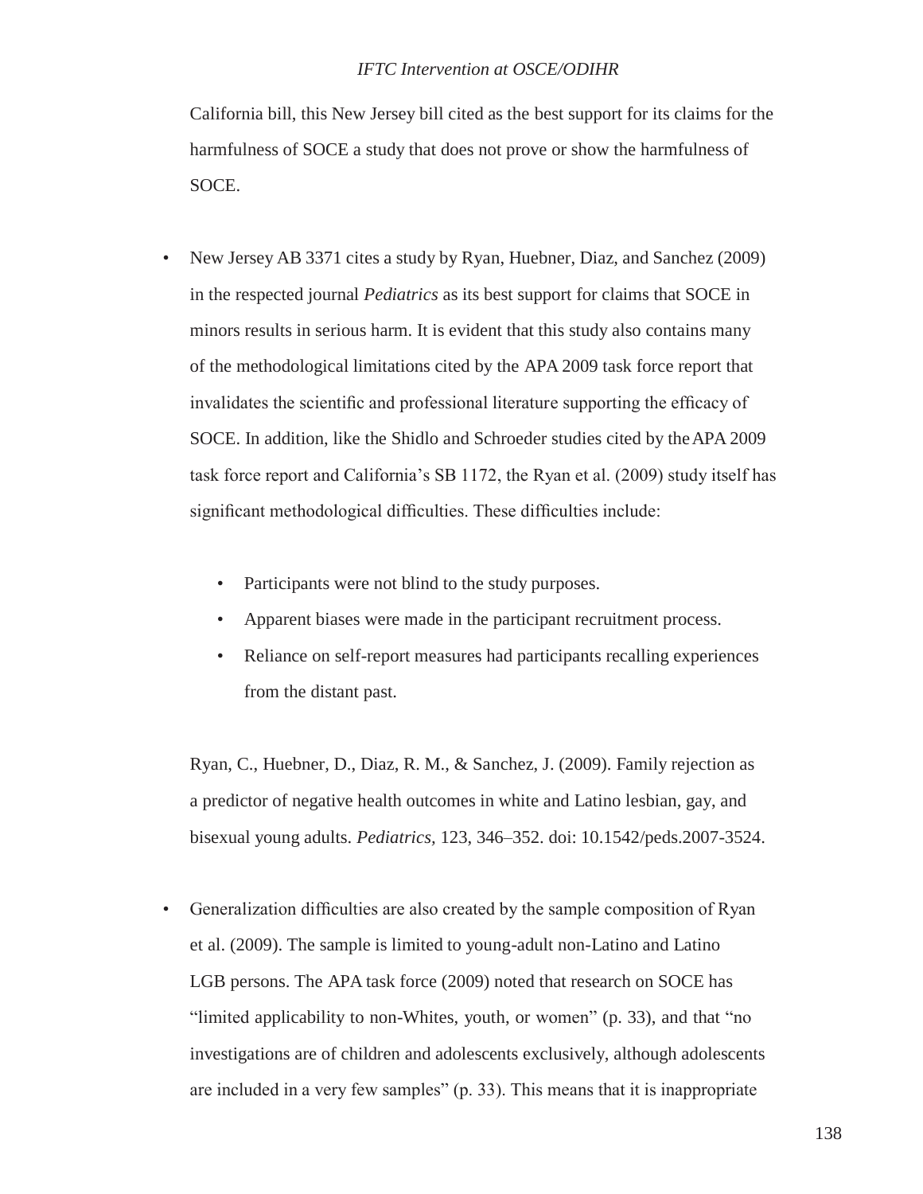California bill, this New Jersey bill cited as the best support for its claims for the harmfulness of SOCE a study that does not prove or show the harmfulness of SOCE.

- New Jersey AB 3371 cites a study by Ryan, Huebner, Diaz, and Sanchez (2009) in the respected journal *Pediatrics* as its best support for claims that SOCE in minors results in serious harm. It is evident that this study also contains many of the methodological limitations cited by the APA 2009 task force report that invalidates the scientific and professional literature supporting the efficacy of SOCE. In addition, like the Shidlo and Schroeder studies cited by the APA 2009 task force report and California's SB 1172, the Ryan et al. (2009) study itself has significant methodological difficulties. These difficulties include:

    - Participants were not blind to the study purposes.
    - Apparent biases were made in the participant recruitment process.
    - Reliance on self-report measures had participants recalling experiences from the distant past.

    Ryan, C., Huebner, D., Diaz, R. M., & Sanchez, J. (2009). Family rejection as a predictor of negative health outcomes in white and Latino lesbian, gay, and bisexual young adults. *Pediatrics*, 123, 346–352. doi: 10.1542/peds.2007-3524.

- Generalization difficulties are also created by the sample composition of Ryan et al. (2009). The sample is limited to young-adult non-Latino and Latino LGB persons. The APA task force (2009) noted that research on SOCE has "limited applicability to non-Whites, youth, or women" (p. 33), and that "no investigations are of children and adolescents exclusively, although adolescents are included in a very few samples" (p. 33). This means that it is inappropriate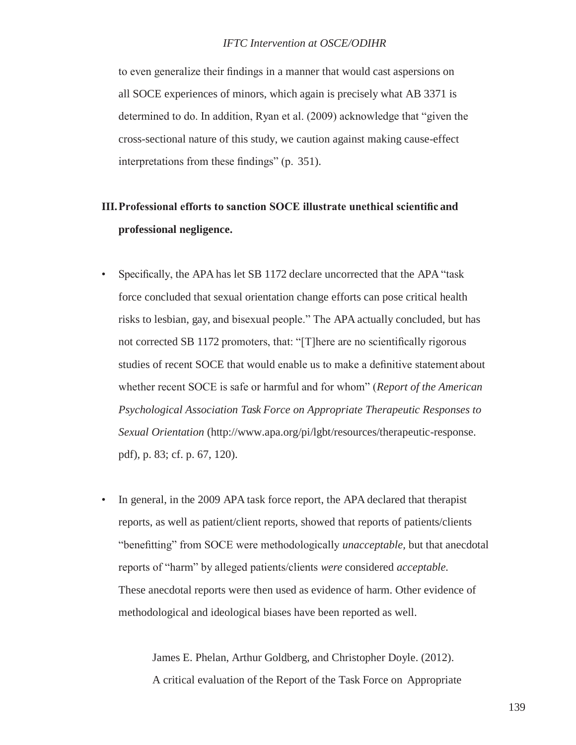to even generalize their findings in a manner that would cast aspersions on all SOCE experiences of minors, which again is precisely what AB 3371 is determined to do. In addition, Ryan et al. (2009) acknowledge that "given the cross-sectional nature of this study, we caution against making cause-effect interpretations from these findings" (p. 351).

## III. Professional efforts to sanction SOCE illustrate unethical scientific and professional negligence.

- Specifically, the APA has let SB 1172 declare uncorrected that the APA "task force concluded that sexual orientation change efforts can pose critical health risks to lesbian, gay, and bisexual people." The APA actually concluded, but has not corrected SB 1172 promoters, that: "[T]here are no scientifically rigorous studies of recent SOCE that would enable us to make a definitive statement about whether recent SOCE is safe or harmful and for whom" (*Report of the American Psychological Association Task Force on Appropriate Therapeutic Responses to Sexual Orientation* (http://www.apa.org/pi/lgbt/resources/therapeutic-response.pdf), p. 83; cf. p. 67, 120).

- In general, in the 2009 APA task force report, the APA declared that therapist reports, as well as patient/client reports, showed that reports of patients/clients "benefitting" from SOCE were methodologically *unacceptable*, but that anecdotal reports of "harm" by alleged patients/clients *were* considered *acceptable*. These anecdotal reports were then used as evidence of harm. Other evidence of methodological and ideological biases have been reported as well.

  James E. Phelan, Arthur Goldberg, and Christopher Doyle. (2012). A critical evaluation of the Report of the Task Force on Appropriate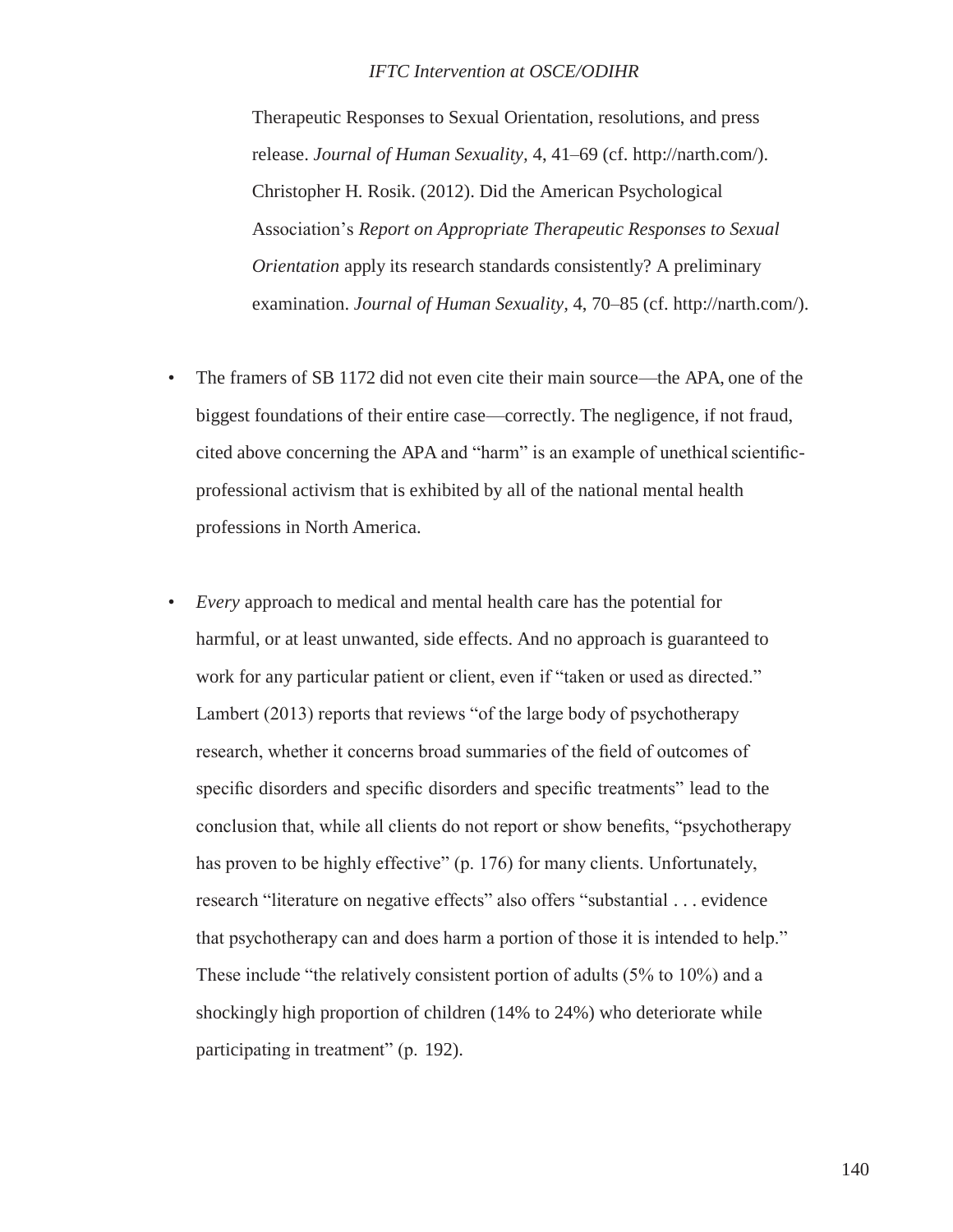Therapeutic Responses to Sexual Orientation, resolutions, and press release. *Journal of Human Sexuality,* 4, 41–69 (cf. http://narth.com/). Christopher H. Rosik. (2012). Did the American Psychological Association's *Report on Appropriate Therapeutic Responses to Sexual Orientation* apply its research standards consistently? A preliminary examination. *Journal of Human Sexuality*, 4, 70–85 (cf. http://narth.com/).

- The framers of SB 1172 did not even cite their main source—the APA, one of the biggest foundations of their entire case—correctly. The negligence, if not fraud, cited above concerning the APA and "harm" is an example of unethical scientific-professional activism that is exhibited by all of the national mental health professions in North America.

- *Every* approach to medical and mental health care has the potential for harmful, or at least unwanted, side effects. And no approach is guaranteed to work for any particular patient or client, even if "taken or used as directed." Lambert (2013) reports that reviews "of the large body of psychotherapy research, whether it concerns broad summaries of the field of outcomes of specific disorders and specific disorders and specific treatments" lead to the conclusion that, while all clients do not report or show benefits, "psychotherapy has proven to be highly effective" (p. 176) for many clients. Unfortunately, research "literature on negative effects" also offers "substantial . . . evidence that psychotherapy can and does harm a portion of those it is intended to help." These include "the relatively consistent portion of adults (5% to 10%) and a shockingly high proportion of children (14% to 24%) who deteriorate while participating in treatment" (p. 192).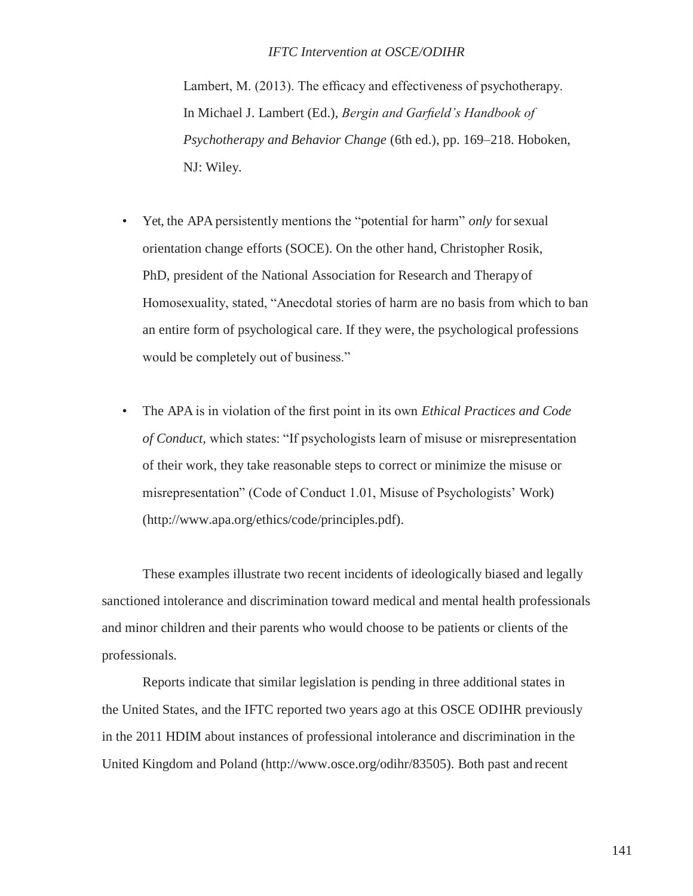Lambert, M. (2013). The efficacy and effectiveness of psychotherapy. In Michael J. Lambert (Ed.), *Bergin and Garfield's Handbook of Psychotherapy and Behavior Change* (6th ed.), pp. 169–218. Hoboken, NJ: Wiley.

- Yet, the APA persistently mentions the "potential for harm" *only* for sexual orientation change efforts (SOCE). On the other hand, Christopher Rosik, PhD, president of the National Association for Research and Therapy of Homosexuality, stated, "Anecdotal stories of harm are no basis from which to ban an entire form of psychological care. If they were, the psychological professions would be completely out of business."

- The APA is in violation of the first point in its own *Ethical Practices and Code of Conduct,* which states: "If psychologists learn of misuse or misrepresentation of their work, they take reasonable steps to correct or minimize the misuse or misrepresentation" (Code of Conduct 1.01, Misuse of Psychologists' Work) (http://www.apa.org/ethics/code/principles.pdf).

These examples illustrate two recent incidents of ideologically biased and legally sanctioned intolerance and discrimination toward medical and mental health professionals and minor children and their parents who would choose to be patients or clients of the professionals.

Reports indicate that similar legislation is pending in three additional states in the United States, and the IFTC reported two years ago at this OSCE ODIHR previously in the 2011 HDIM about instances of professional intolerance and discrimination in the United Kingdom and Poland (http://www.osce.org/odihr/83505). Both past and recent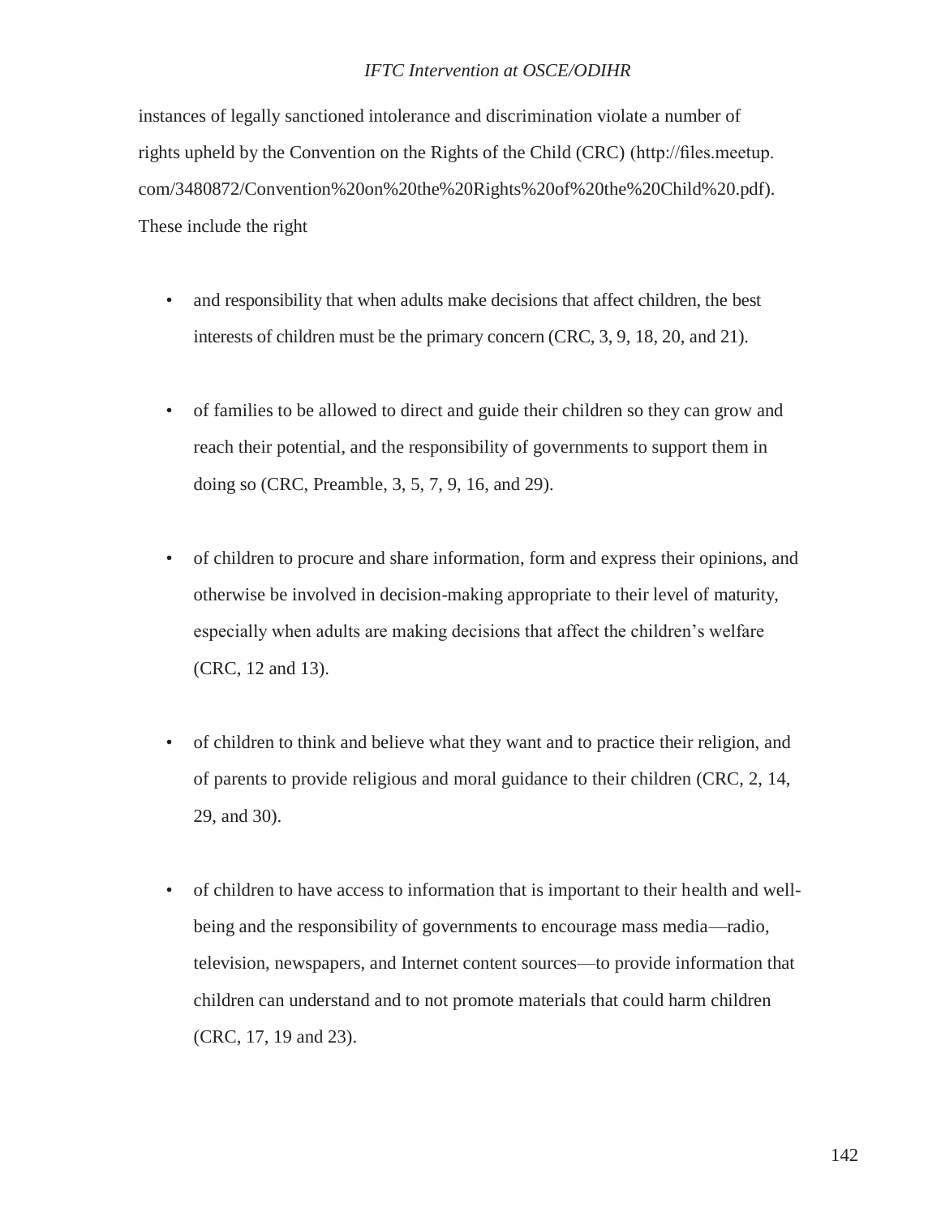instances of legally sanctioned intolerance and discrimination violate a number of rights upheld by the Convention on the Rights of the Child (CRC) (http://files.meetup.com/3480872/Convention%20on%20the%20Rights%20of%20the%20Child%20.pdf). These include the right

- and responsibility that when adults make decisions that affect children, the best interests of children must be the primary concern (CRC, 3, 9, 18, 20, and 21).

- of families to be allowed to direct and guide their children so they can grow and reach their potential, and the responsibility of governments to support them in doing so (CRC, Preamble, 3, 5, 7, 9, 16, and 29).

- of children to procure and share information, form and express their opinions, and otherwise be involved in decision-making appropriate to their level of maturity, especially when adults are making decisions that affect the children's welfare (CRC, 12 and 13).

- of children to think and believe what they want and to practice their religion, and of parents to provide religious and moral guidance to their children (CRC, 2, 14, 29, and 30).

- of children to have access to information that is important to their health and well-being and the responsibility of governments to encourage mass media—radio, television, newspapers, and Internet content sources—to provide information that children can understand and to not promote materials that could harm children (CRC, 17, 19 and 23).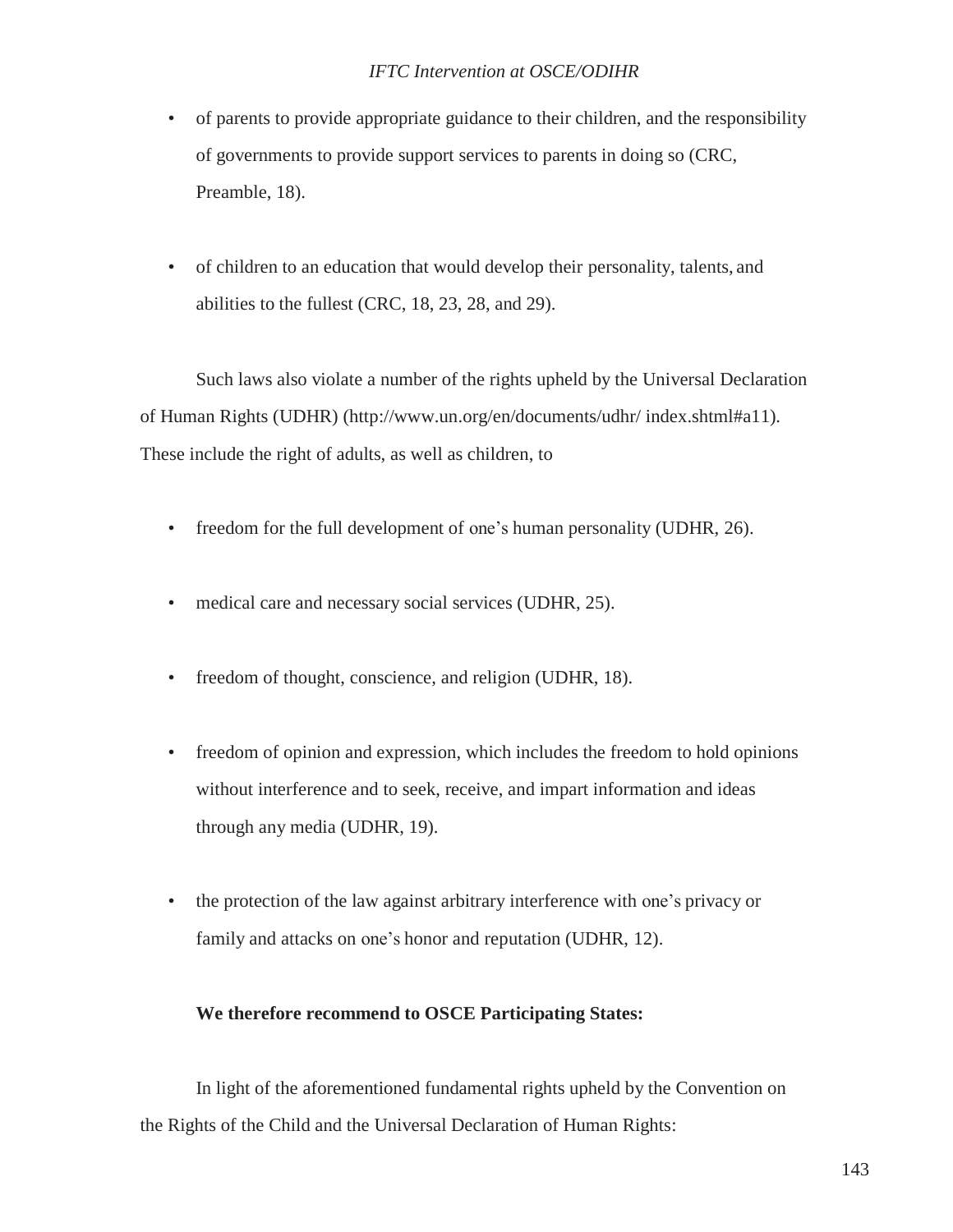- of parents to provide appropriate guidance to their children, and the responsibility of governments to provide support services to parents in doing so (CRC, Preamble, 18).

- of children to an education that would develop their personality, talents, and abilities to the fullest (CRC, 18, 23, 28, and 29).

Such laws also violate a number of the rights upheld by the Universal Declaration of Human Rights (UDHR) (http://www.un.org/en/documents/udhr/ index.shtml#a11). These include the right of adults, as well as children, to

- freedom for the full development of one's human personality (UDHR, 26).

- medical care and necessary social services (UDHR, 25).

- freedom of thought, conscience, and religion (UDHR, 18).

- freedom of opinion and expression, which includes the freedom to hold opinions without interference and to seek, receive, and impart information and ideas through any media (UDHR, 19).

- the protection of the law against arbitrary interference with one's privacy or family and attacks on one's honor and reputation (UDHR, 12).

**We therefore recommend to OSCE Participating States:**

In light of the aforementioned fundamental rights upheld by the Convention on the Rights of the Child and the Universal Declaration of Human Rights: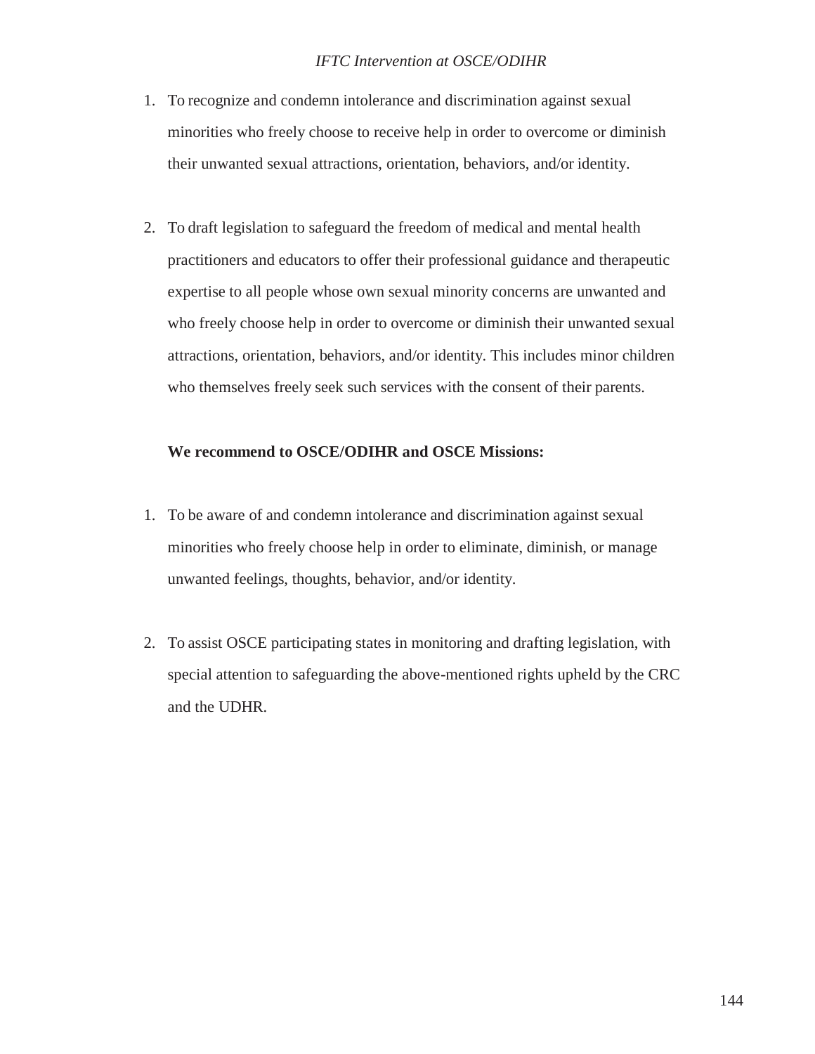1. To recognize and condemn intolerance and discrimination against sexual minorities who freely choose to receive help in order to overcome or diminish their unwanted sexual attractions, orientation, behaviors, and/or identity.

2. To draft legislation to safeguard the freedom of medical and mental health practitioners and educators to offer their professional guidance and therapeutic expertise to all people whose own sexual minority concerns are unwanted and who freely choose help in order to overcome or diminish their unwanted sexual attractions, orientation, behaviors, and/or identity. This includes minor children who themselves freely seek such services with the consent of their parents.

**We recommend to OSCE/ODIHR and OSCE Missions:**

1. To be aware of and condemn intolerance and discrimination against sexual minorities who freely choose help in order to eliminate, diminish, or manage unwanted feelings, thoughts, behavior, and/or identity.

2. To assist OSCE participating states in monitoring and drafting legislation, with special attention to safeguarding the above-mentioned rights upheld by the CRC and the UDHR.